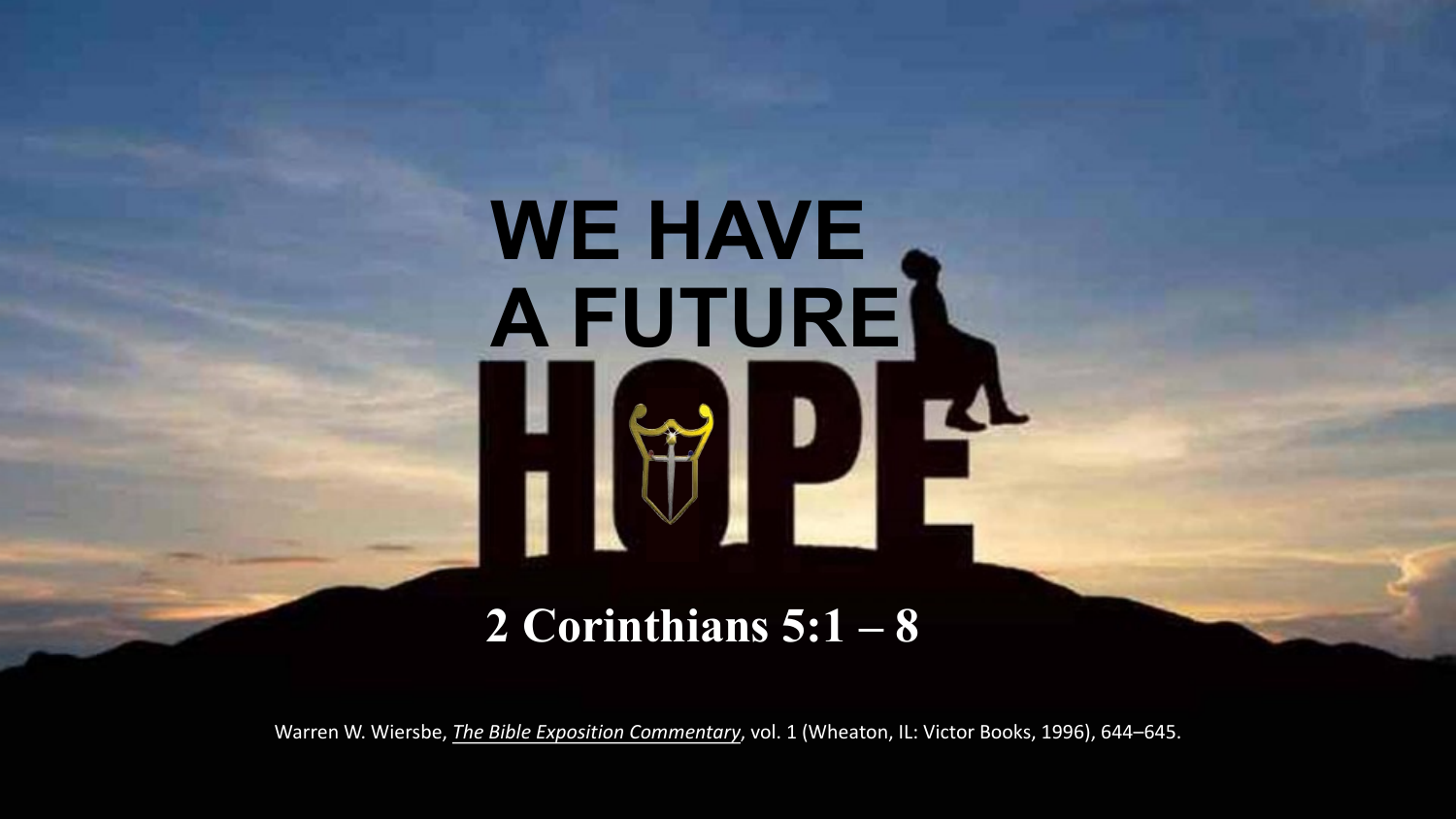# WE HAVE A FUTURE HOPE

**2 Corinthians 5:1 – 8**

Warren W. Wiersbe, *The Bible Exposition Commentary*, vol. 1 (Wheaton, IL: Victor Books, 1996), 644–645.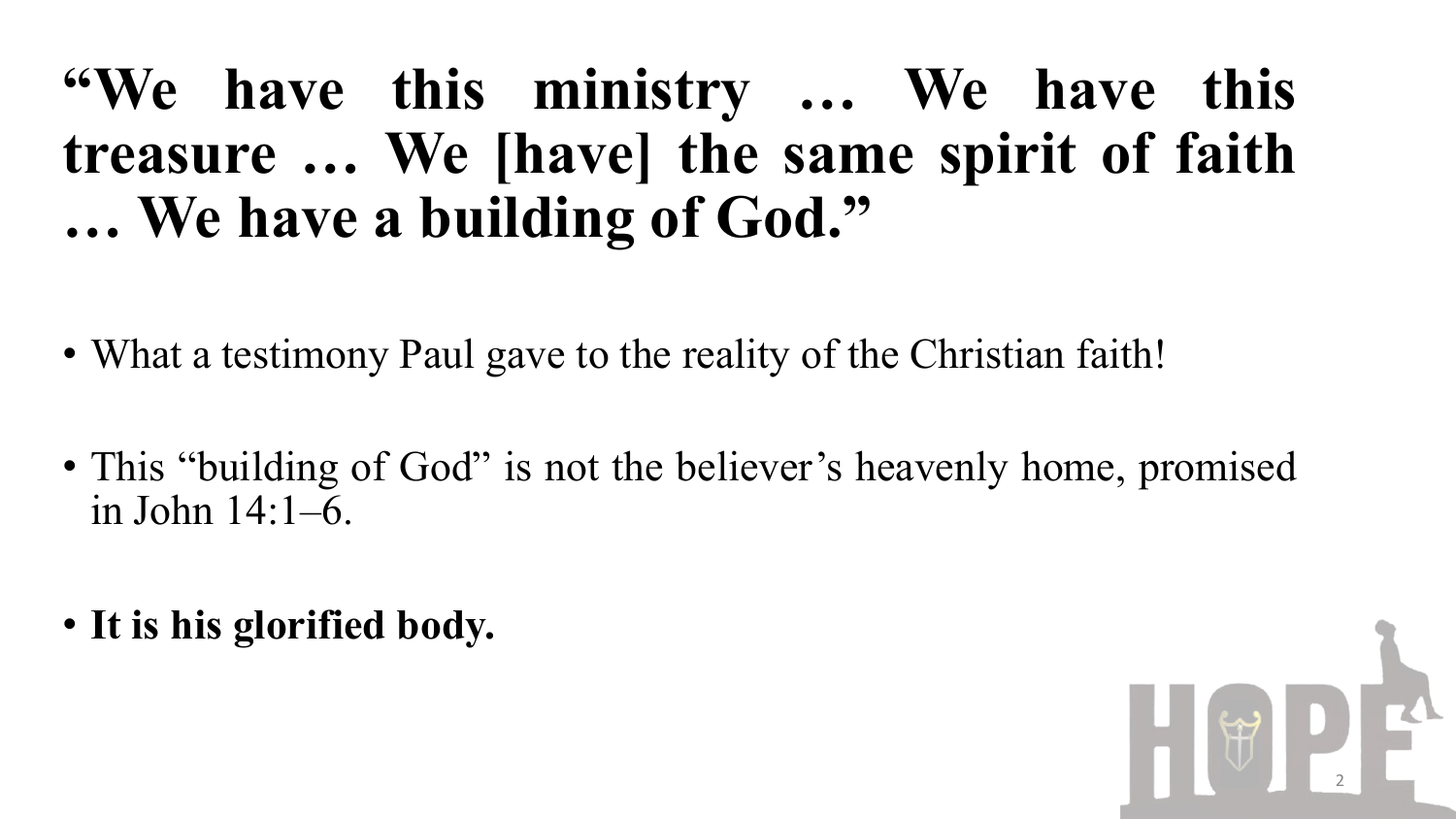# "We have this ministry … We have this treasure … We [have] the same spirit of faith … We have a building of God."

- What a testimony Paul gave to the reality of the Christian faith!
- This "building of God" is not the believer's heavenly home, promised in John 14:1–6.
- **It is his glorified body.**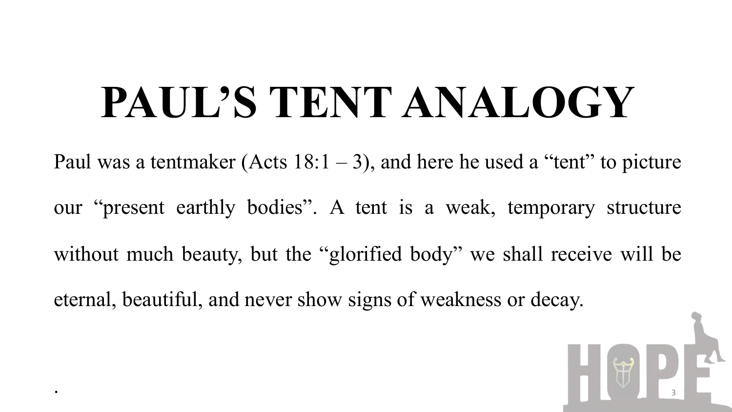# PAUL'S TENT ANALOGY

Paul was a tentmaker (Acts 18:1 – 3), and here he used a "tent" to picture our "present earthly bodies". A tent is a weak, temporary structure without much beauty, but the "glorified body" we shall receive will be eternal, beautiful, and never show signs of weakness or decay.

.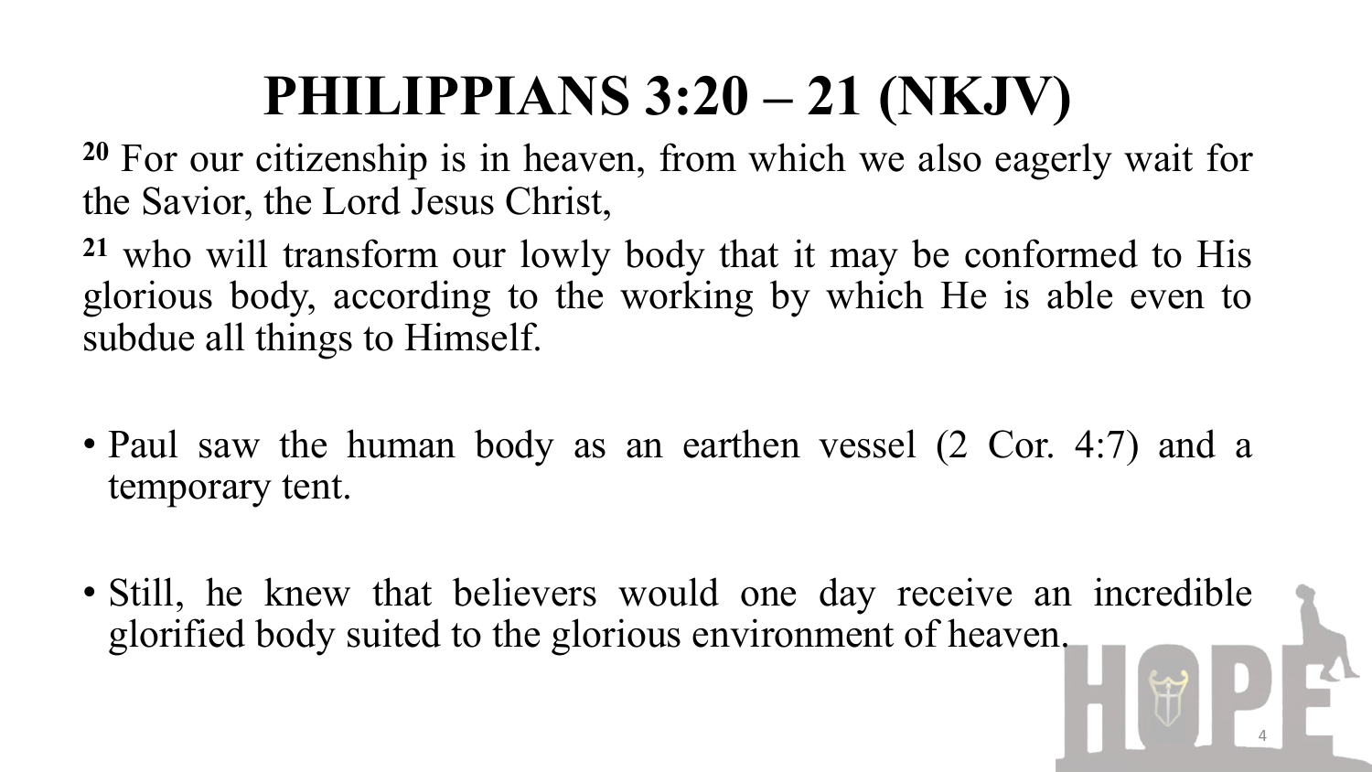# PHILIPPIANS 3:20 – 21 (NKJV)

[20] For our citizenship is in heaven, from which we also eagerly wait for the Savior, the Lord Jesus Christ,

[21] who will transform our lowly body that it may be conformed to His glorious body, according to the working by which He is able even to subdue all things to Himself.

- Paul saw the human body as an earthen vessel (2 Cor. 4:7) and a temporary tent.

- Still, he knew that believers would one day receive an incredible glorified body suited to the glorious environment of heaven.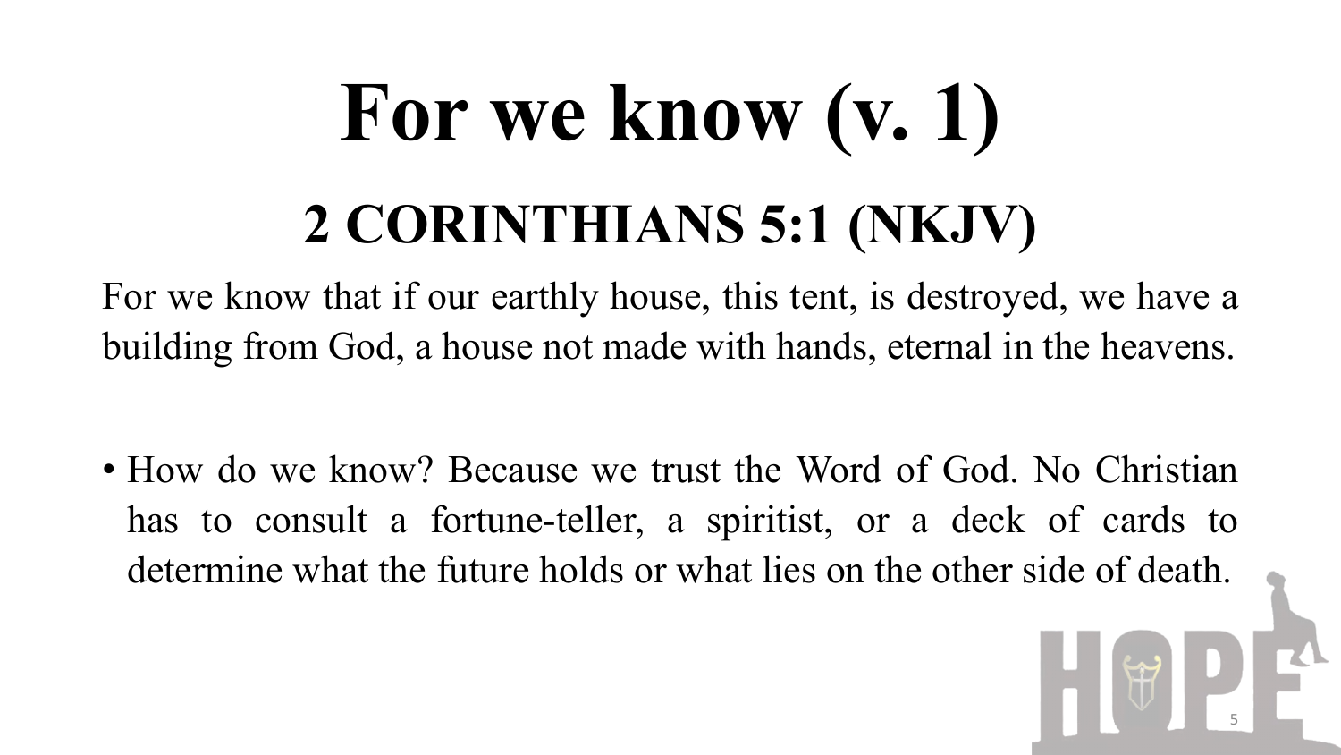# For we know (v. 1)

## 2 CORINTHIANS 5:1 (NKJV)

For we know that if our earthly house, this tent, is destroyed, we have a building from God, a house not made with hands, eternal in the heavens.

- How do we know? Because we trust the Word of God. No Christian has to consult a fortune-teller, a spiritist, or a deck of cards to determine what the future holds or what lies on the other side of death.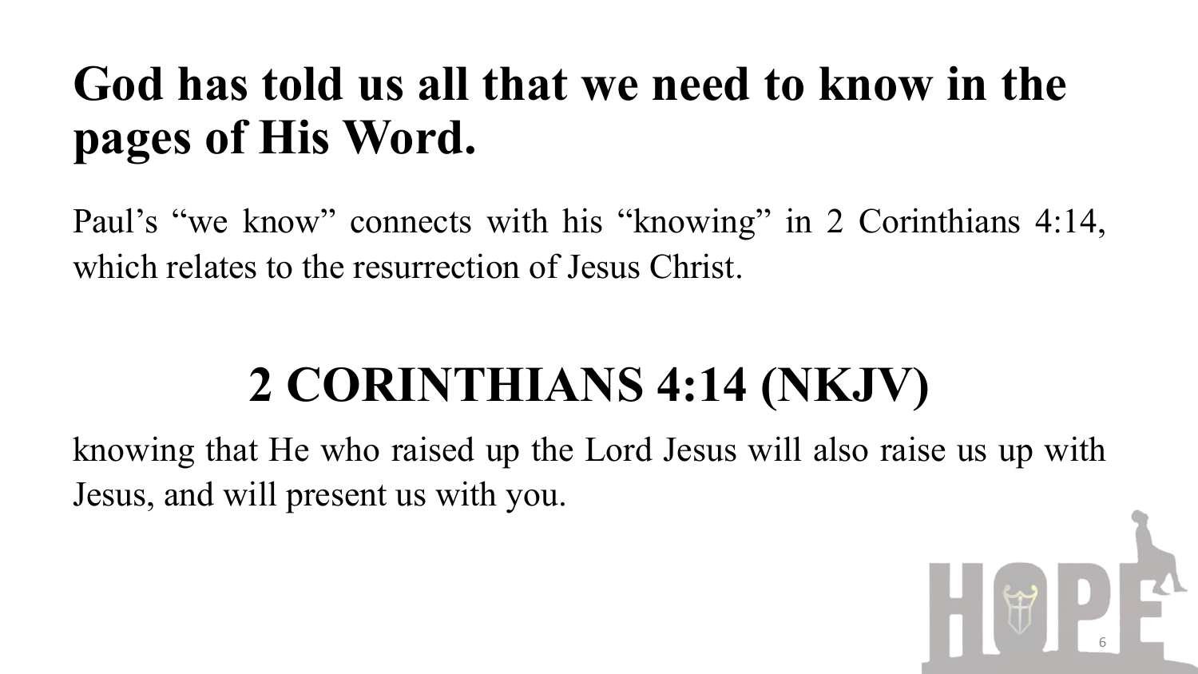# God has told us all that we need to know in the pages of His Word.

Paul's "we know" connects with his "knowing" in 2 Corinthians 4:14, which relates to the resurrection of Jesus Christ.

## 2 CORINTHIANS 4:14 (NKJV)

knowing that He who raised up the Lord Jesus will also raise us up with Jesus, and will present us with you.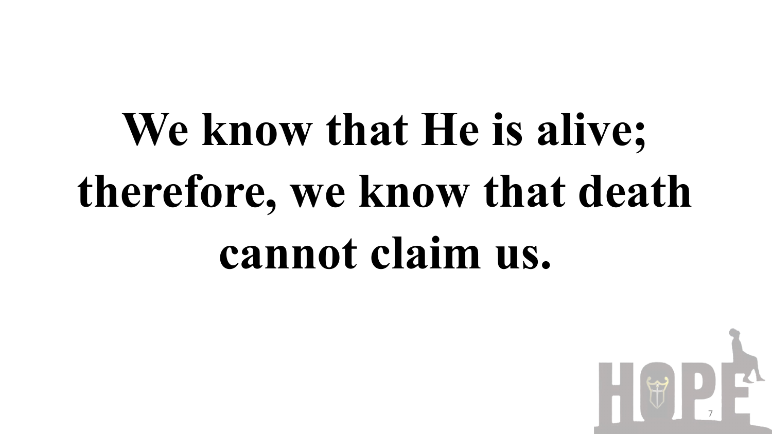**We know that He is alive; therefore, we know that death cannot claim us.**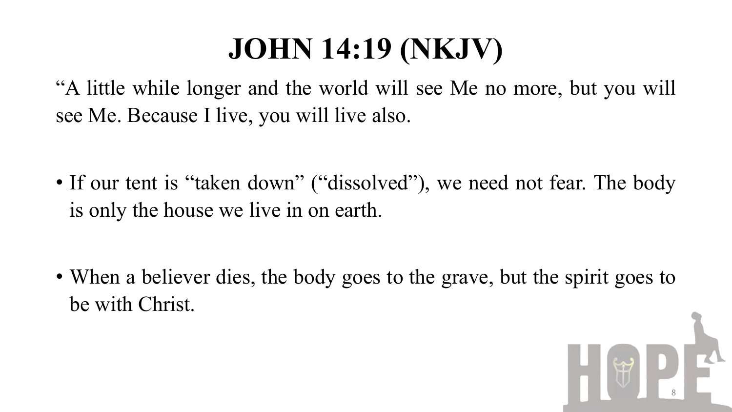# JOHN 14:19 (NKJV)

"A little while longer and the world will see Me no more, but you will see Me. Because I live, you will live also.

- If our tent is "taken down" ("dissolved"), we need not fear. The body is only the house we live in on earth.
- When a believer dies, the body goes to the grave, but the spirit goes to be with Christ.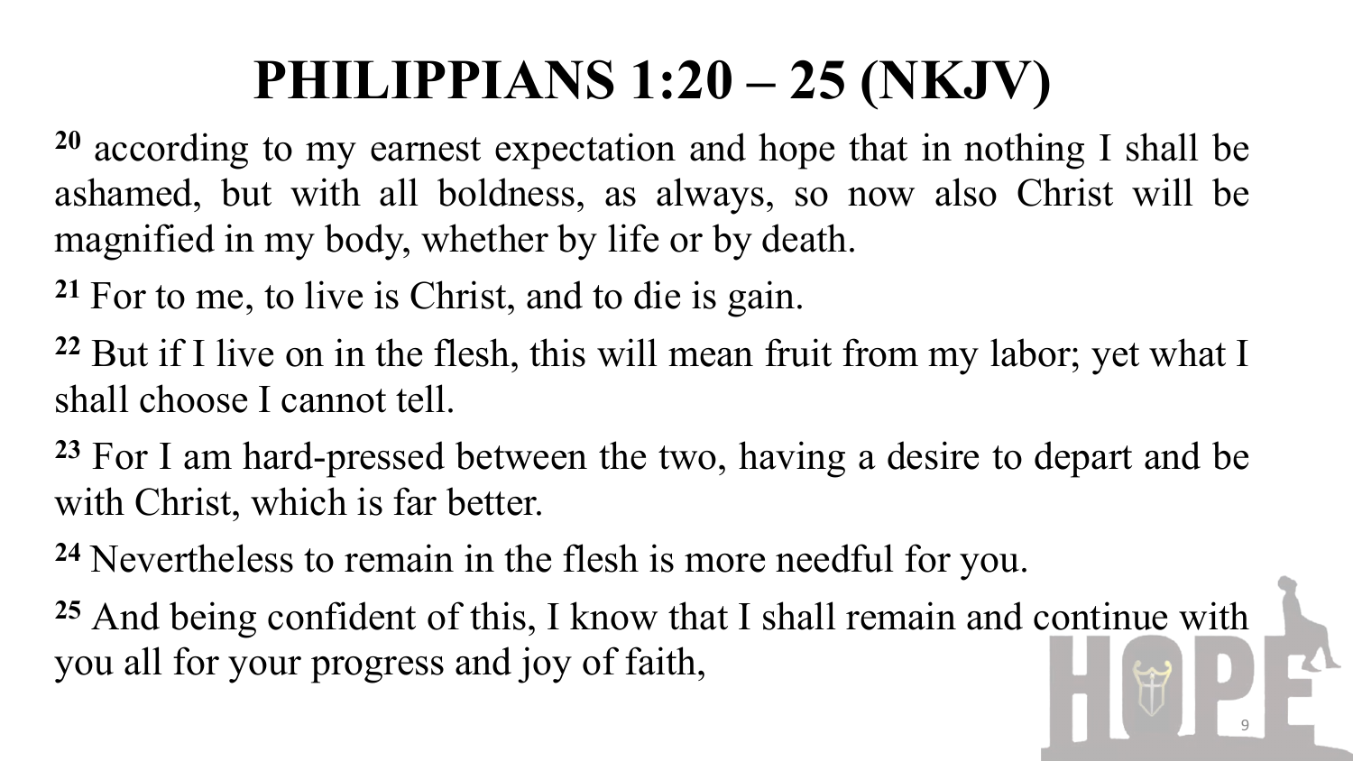# PHILIPPIANS 1:20 – 25 (NKJV)

[20] according to my earnest expectation and hope that in nothing I shall be ashamed, but with all boldness, as always, so now also Christ will be magnified in my body, whether by life or by death.

[21] For to me, to live is Christ, and to die is gain.

[22] But if I live on in the flesh, this will mean fruit from my labor; yet what I shall choose I cannot tell.

[23] For I am hard-pressed between the two, having a desire to depart and be with Christ, which is far better.

[24] Nevertheless to remain in the flesh is more needful for you.

[25] And being confident of this, I know that I shall remain and continue with you all for your progress and joy of faith,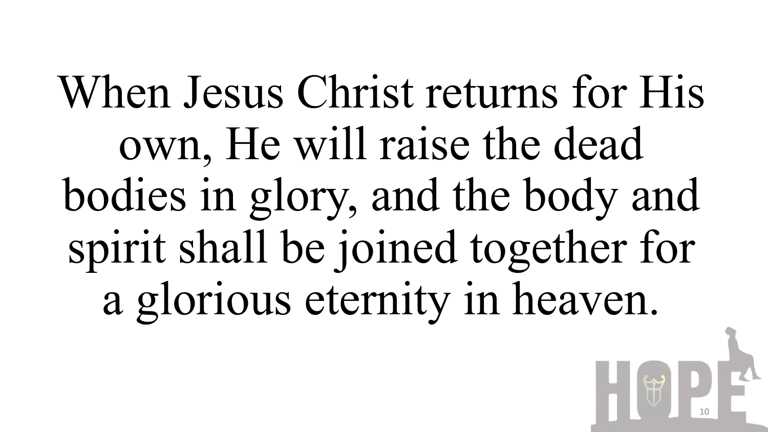When Jesus Christ returns for His own, He will raise the dead bodies in glory, and the body and spirit shall be joined together for a glorious eternity in heaven.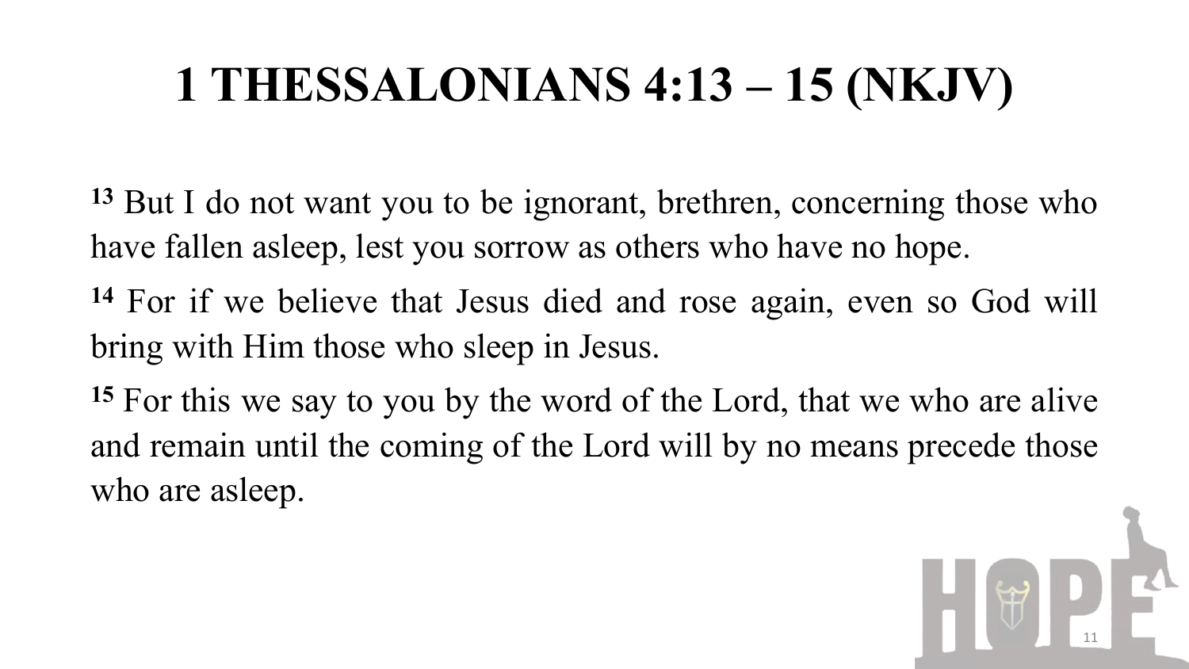# 1 THESSALONIANS 4:13 – 15 (NKJV)

[13] But I do not want you to be ignorant, brethren, concerning those who have fallen asleep, lest you sorrow as others who have no hope.

[14] For if we believe that Jesus died and rose again, even so God will bring with Him those who sleep in Jesus.

[15] For this we say to you by the word of the Lord, that we who are alive and remain until the coming of the Lord will by no means precede those who are asleep.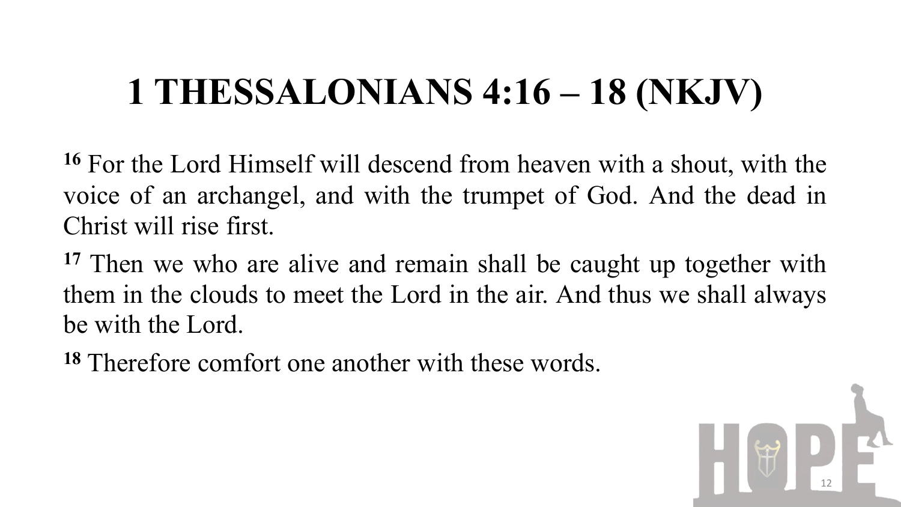# 1 THESSALONIANS 4:16 – 18 (NKJV)

**16** For the Lord Himself will descend from heaven with a shout, with the voice of an archangel, and with the trumpet of God. And the dead in Christ will rise first.

**17** Then we who are alive and remain shall be caught up together with them in the clouds to meet the Lord in the air. And thus we shall always be with the Lord.

**18** Therefore comfort one another with these words.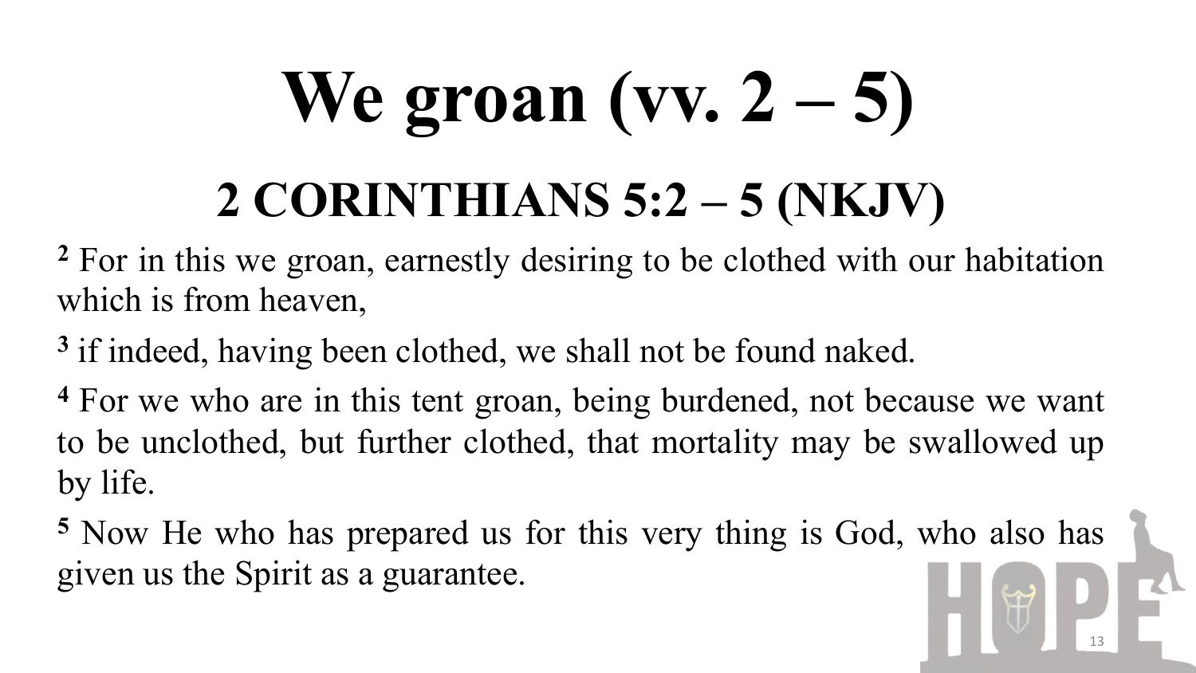# We groan (vv. 2 – 5)

## 2 CORINTHIANS 5:2 – 5 (NKJV)

**2** For in this we groan, earnestly desiring to be clothed with our habitation which is from heaven,

**3** if indeed, having been clothed, we shall not be found naked.

**4** For we who are in this tent groan, being burdened, not because we want to be unclothed, but further clothed, that mortality may be swallowed up by life.

**5** Now He who has prepared us for this very thing is God, who also has given us the Spirit as a guarantee.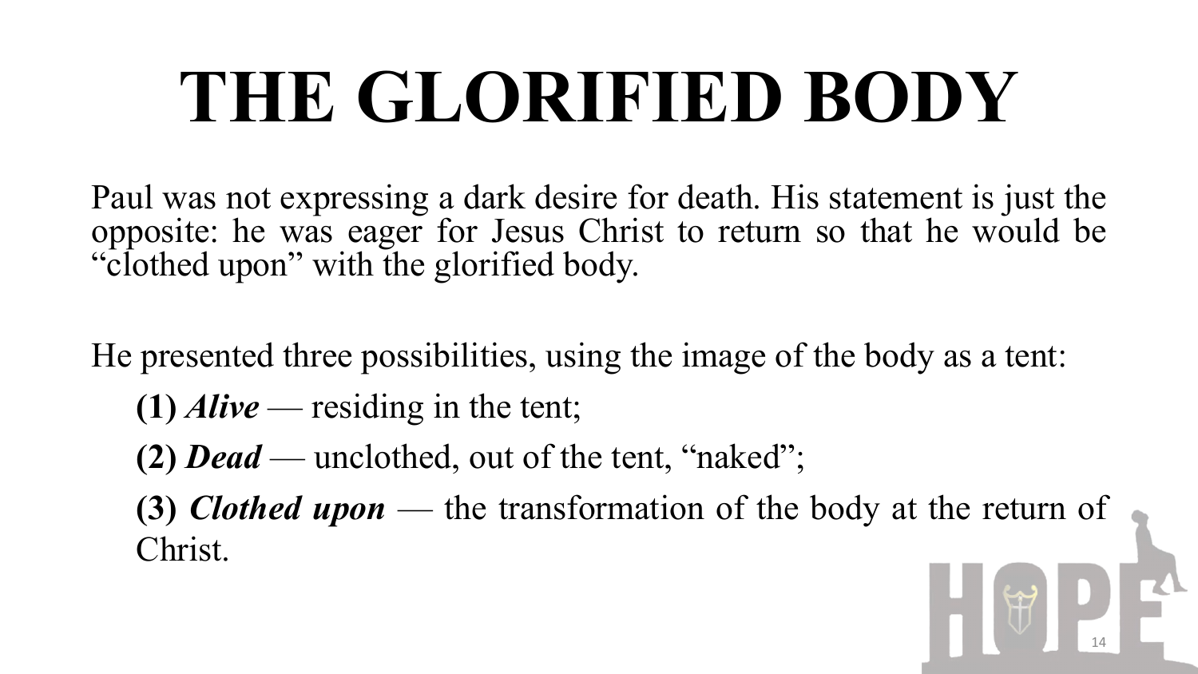# THE GLORIFIED BODY

Paul was not expressing a dark desire for death. His statement is just the opposite: he was eager for Jesus Christ to return so that he would be "clothed upon" with the glorified body.

He presented three possibilities, using the image of the body as a tent:

**(1)** ***Alive*** — residing in the tent;

**(2)** ***Dead*** — unclothed, out of the tent, "naked";

**(3)** ***Clothed upon*** — the transformation of the body at the return of Christ.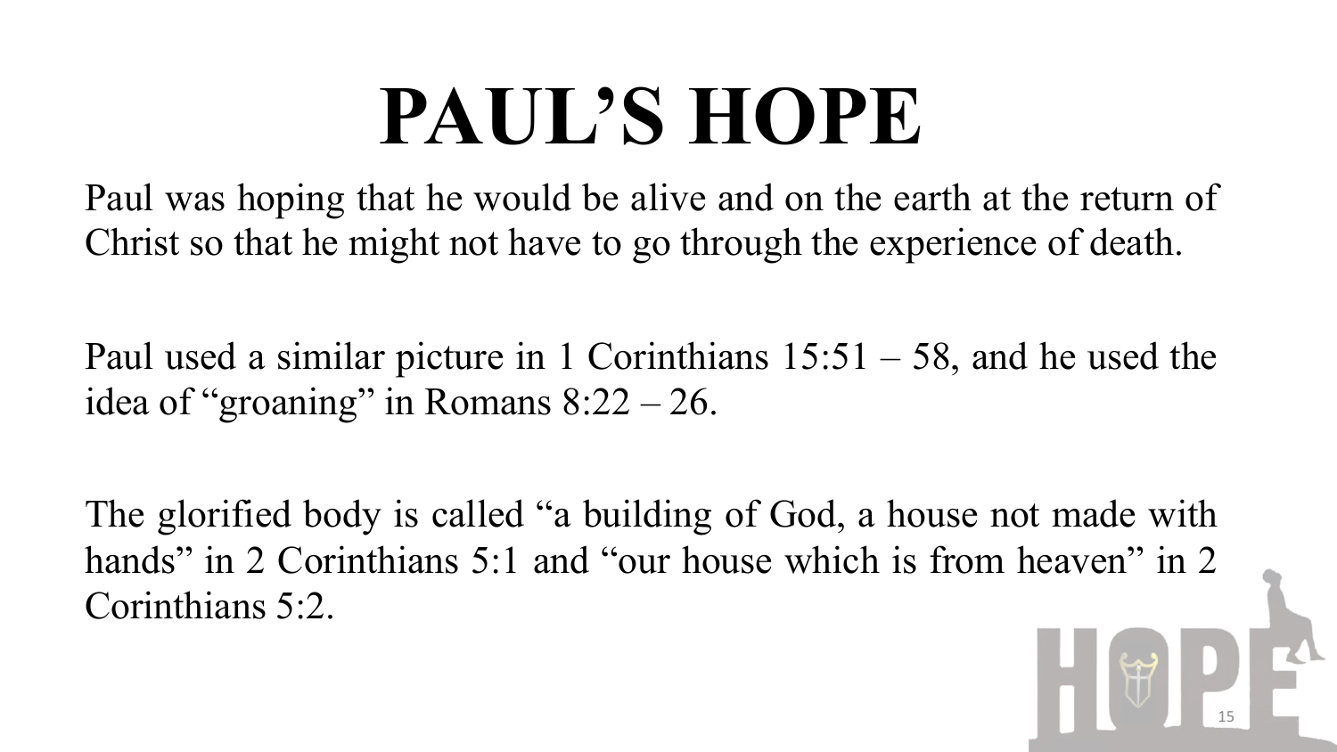# PAUL'S HOPE

Paul was hoping that he would be alive and on the earth at the return of Christ so that he might not have to go through the experience of death.

Paul used a similar picture in 1 Corinthians 15:51 – 58, and he used the idea of "groaning" in Romans 8:22 – 26.

The glorified body is called "a building of God, a house not made with hands" in 2 Corinthians 5:1 and "our house which is from heaven" in 2 Corinthians 5:2.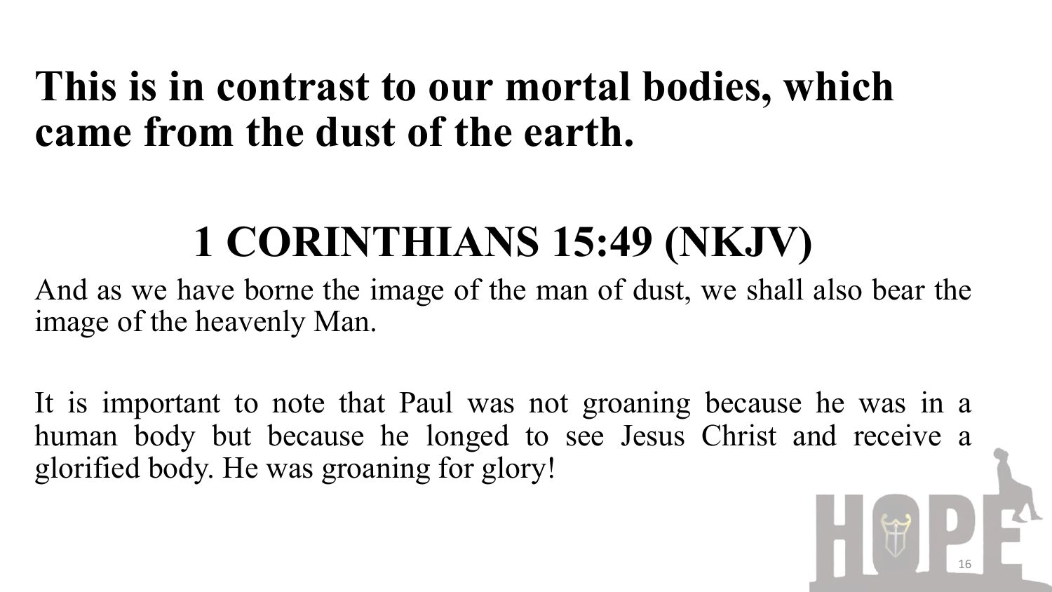**This is in contrast to our mortal bodies, which came from the dust of the earth.**

## 1 CORINTHIANS 15:49 (NKJV)

And as we have borne the image of the man of dust, we shall also bear the image of the heavenly Man.

It is important to note that Paul was not groaning because he was in a human body but because he longed to see Jesus Christ and receive a glorified body. He was groaning for glory!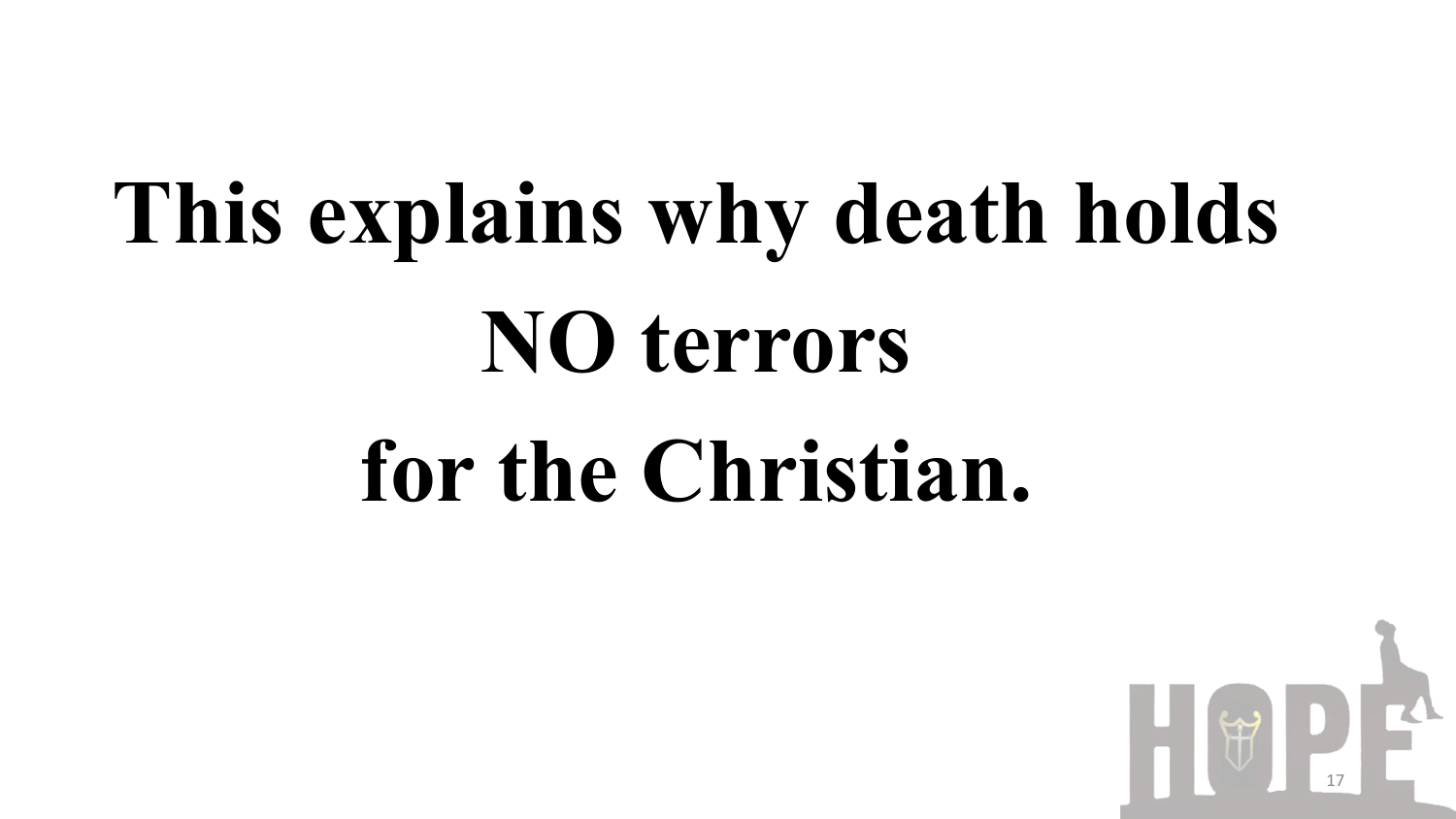# This explains why death holds NO terrors for the Christian.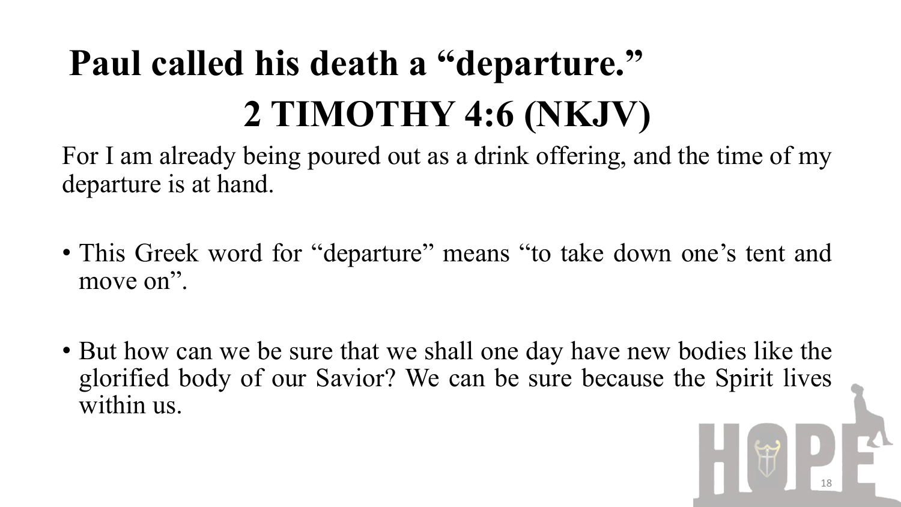# Paul called his death a "departure."

## 2 TIMOTHY 4:6 (NKJV)

For I am already being poured out as a drink offering, and the time of my departure is at hand.

- This Greek word for "departure" means "to take down one's tent and move on".
- But how can we be sure that we shall one day have new bodies like the glorified body of our Savior? We can be sure because the Spirit lives within us.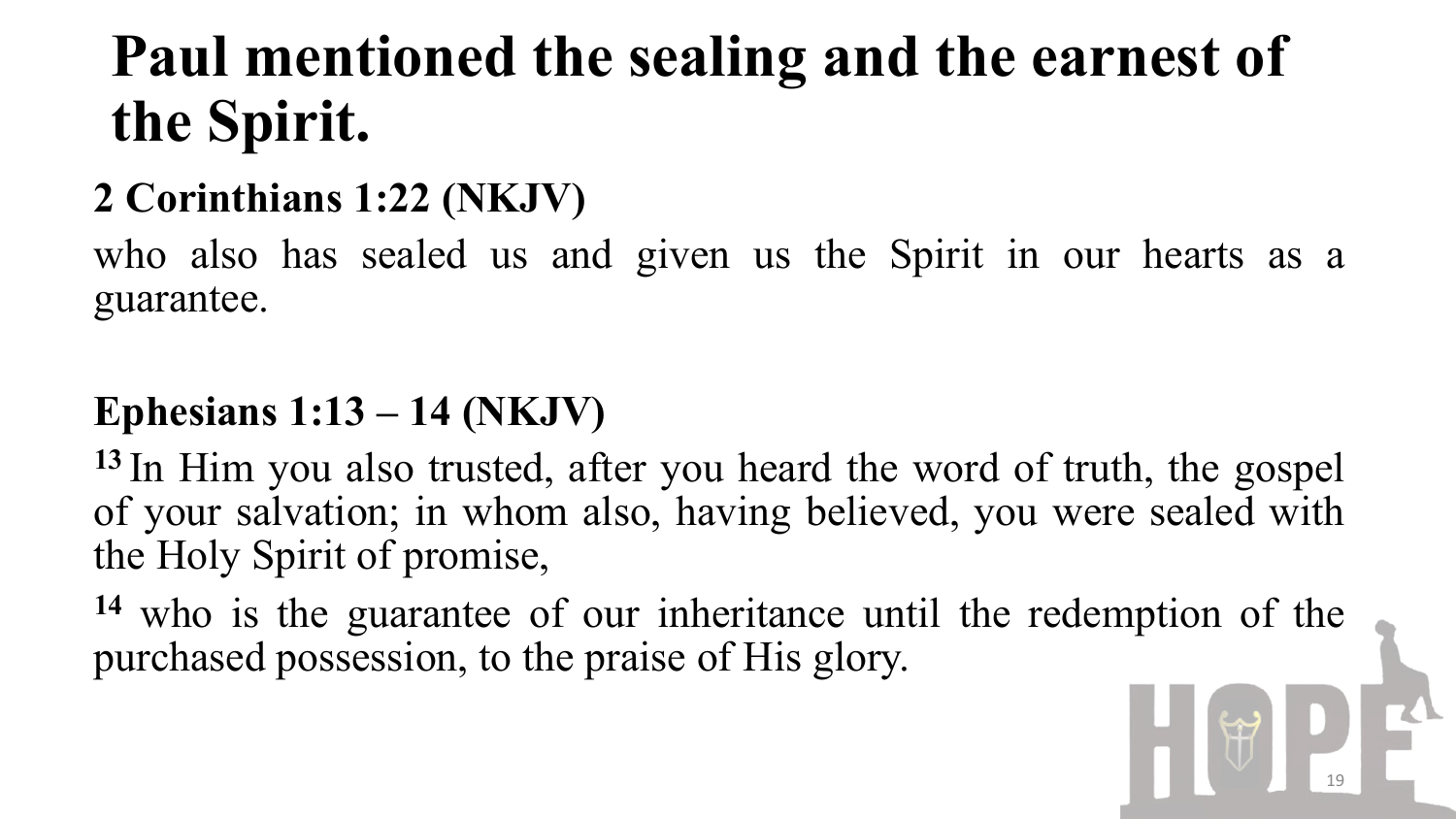# Paul mentioned the sealing and the earnest of the Spirit.

**2 Corinthians 1:22 (NKJV)**

who also has sealed us and given us the Spirit in our hearts as a guarantee.

**Ephesians 1:13 – 14 (NKJV)**

**13** In Him you also trusted, after you heard the word of truth, the gospel of your salvation; in whom also, having believed, you were sealed with the Holy Spirit of promise,

**14** who is the guarantee of our inheritance until the redemption of the purchased possession, to the praise of His glory.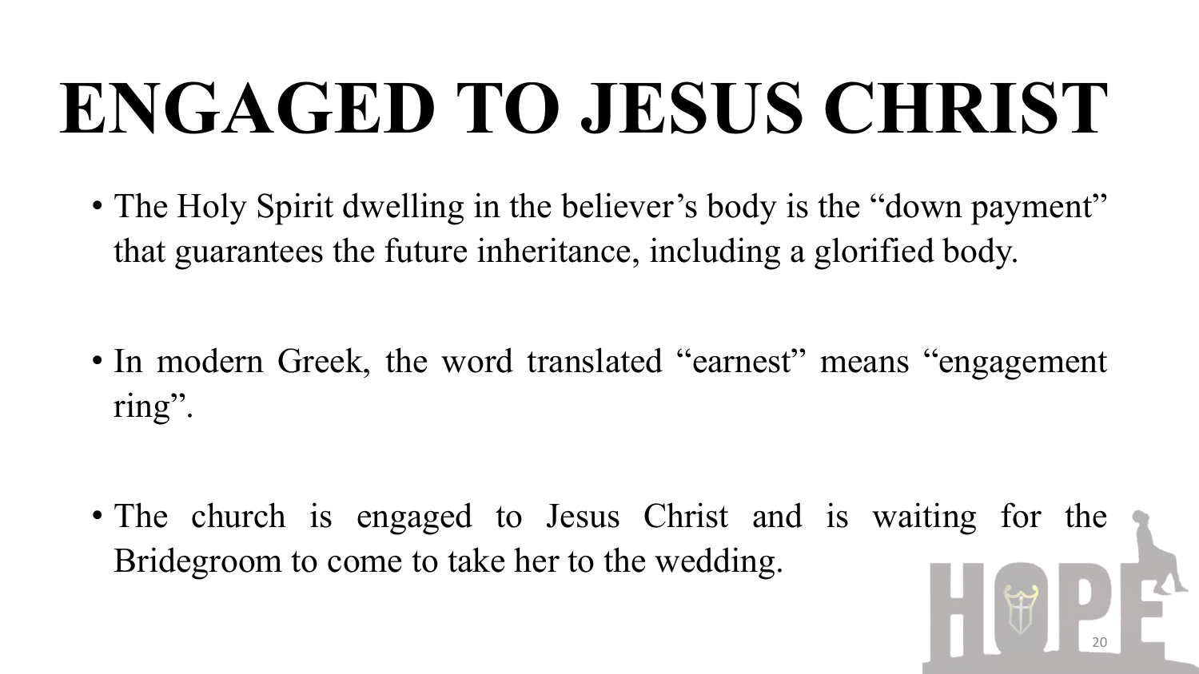# ENGAGED TO JESUS CHRIST

- The Holy Spirit dwelling in the believer's body is the "down payment" that guarantees the future inheritance, including a glorified body.

- In modern Greek, the word translated "earnest" means "engagement ring".

- The church is engaged to Jesus Christ and is waiting for the Bridegroom to come to take her to the wedding.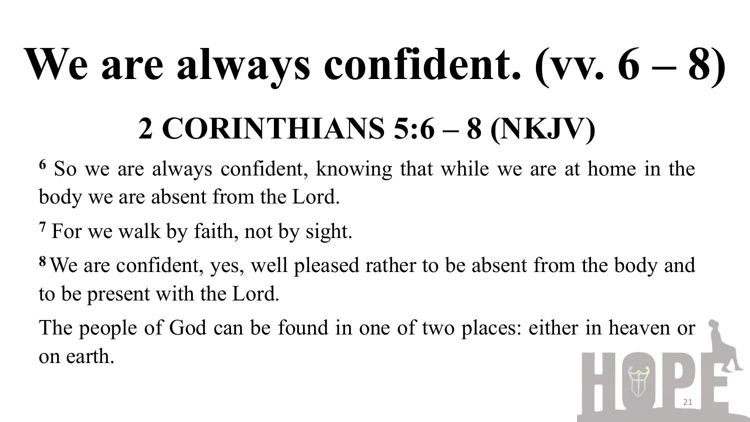# We are always confident. (vv. 6 – 8)

## 2 CORINTHIANS 5:6 – 8 (NKJV)

[6] So we are always confident, knowing that while we are at home in the body we are absent from the Lord.

[7] For we walk by faith, not by sight.

[8] We are confident, yes, well pleased rather to be absent from the body and to be present with the Lord.

The people of God can be found in one of two places: either in heaven or on earth.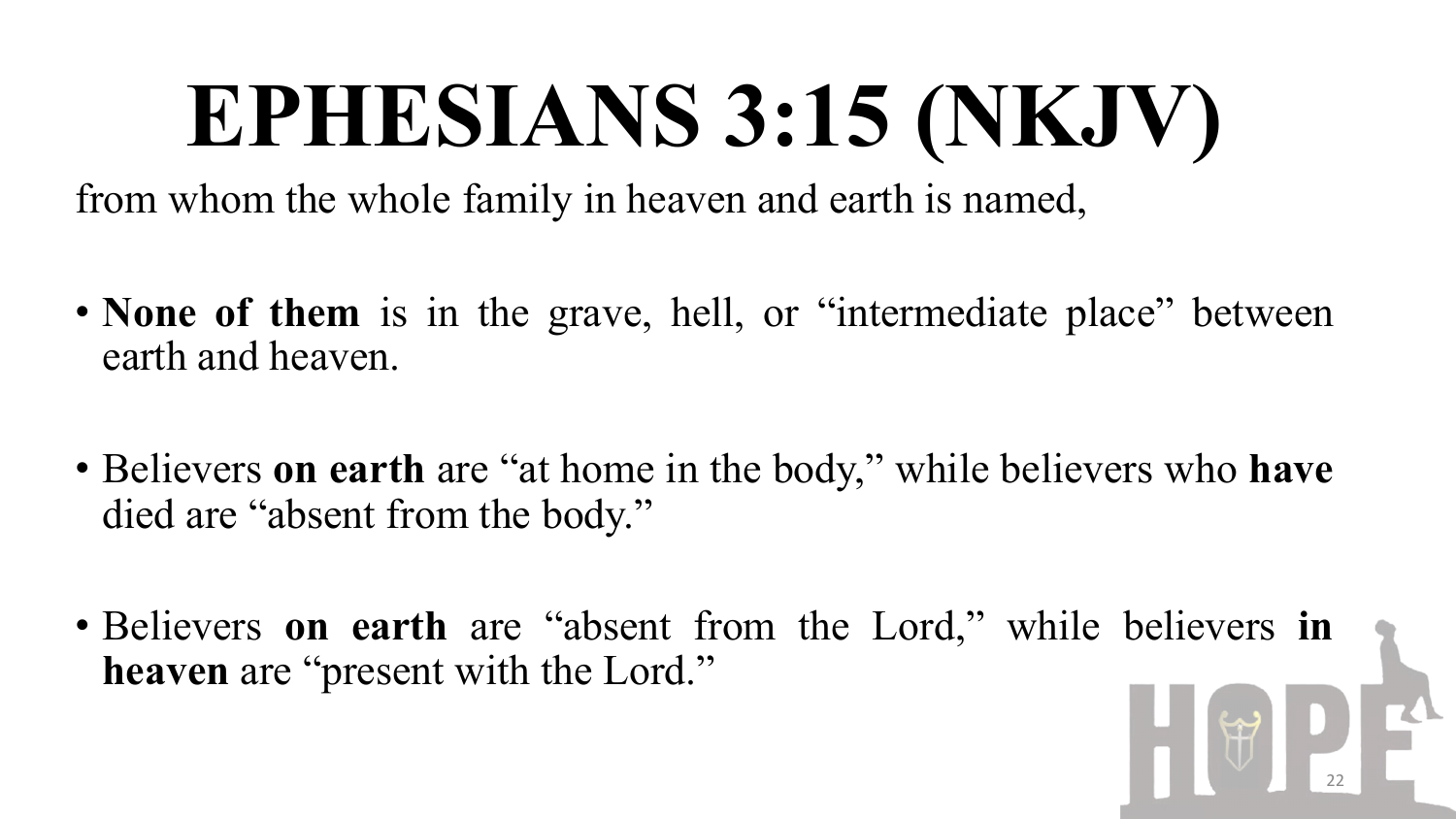# EPHESIANS 3:15 (NKJV)

from whom the whole family in heaven and earth is named,

- **None of them** is in the grave, hell, or "intermediate place" between earth and heaven.

- Believers **on earth** are "at home in the body," while believers who **have** died are "absent from the body."

- Believers **on earth** are "absent from the Lord," while believers **in heaven** are "present with the Lord."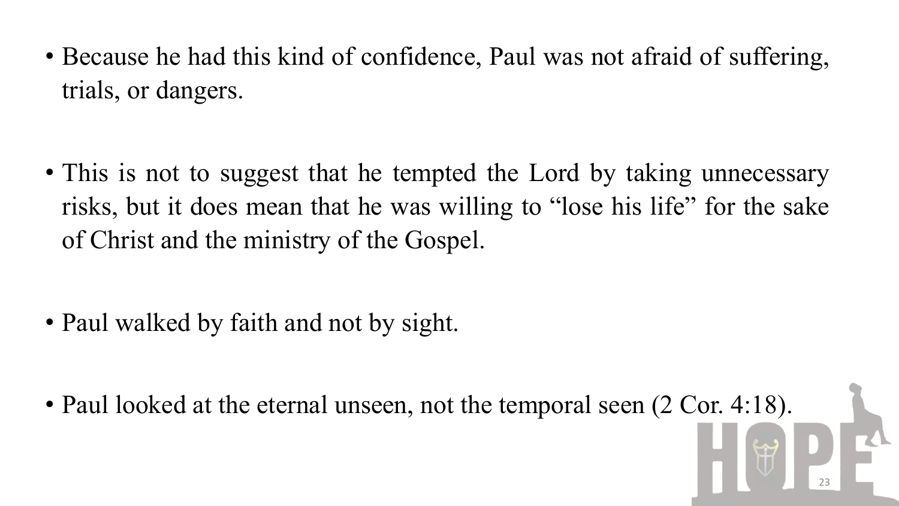- Because he had this kind of confidence, Paul was not afraid of suffering, trials, or dangers.

- This is not to suggest that he tempted the Lord by taking unnecessary risks, but it does mean that he was willing to "lose his life" for the sake of Christ and the ministry of the Gospel.

- Paul walked by faith and not by sight.

- Paul looked at the eternal unseen, not the temporal seen (2 Cor. 4:18).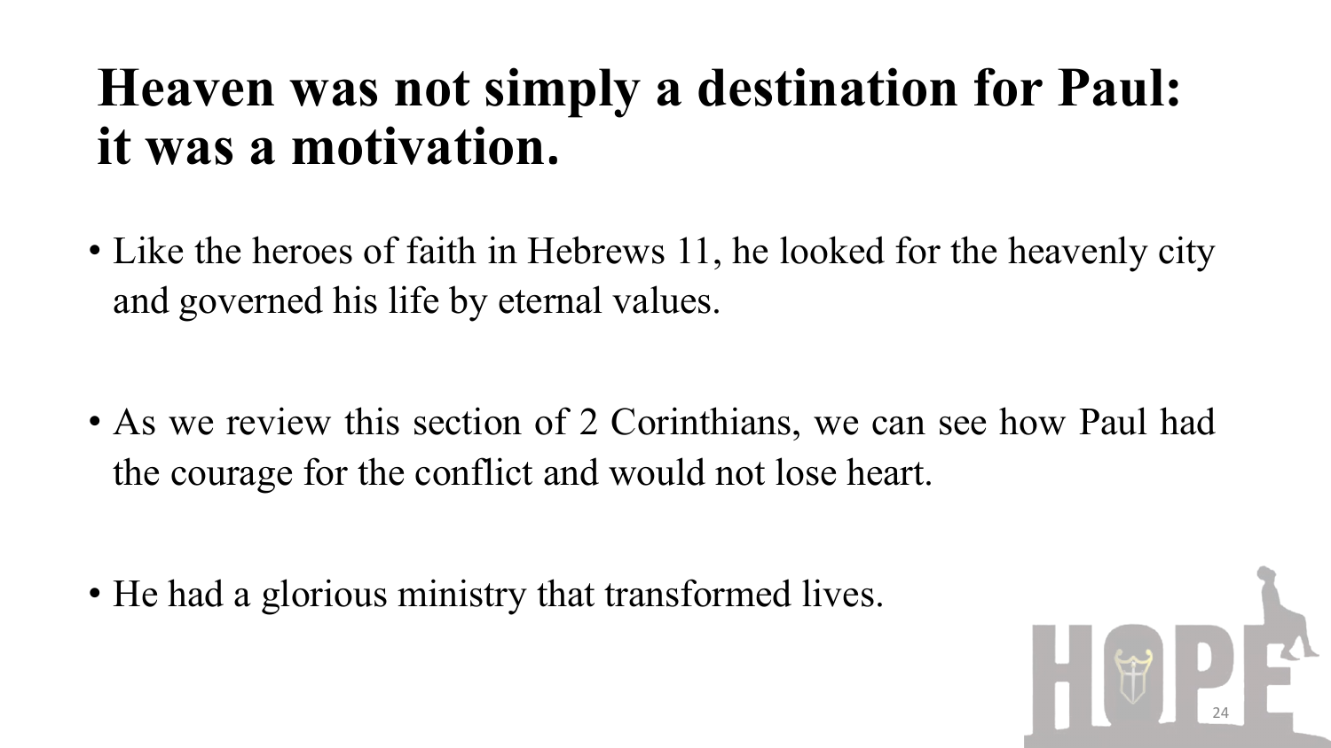# Heaven was not simply a destination for Paul: it was a motivation.

- Like the heroes of faith in Hebrews 11, he looked for the heavenly city and governed his life by eternal values.

- As we review this section of 2 Corinthians, we can see how Paul had the courage for the conflict and would not lose heart.

- He had a glorious ministry that transformed lives.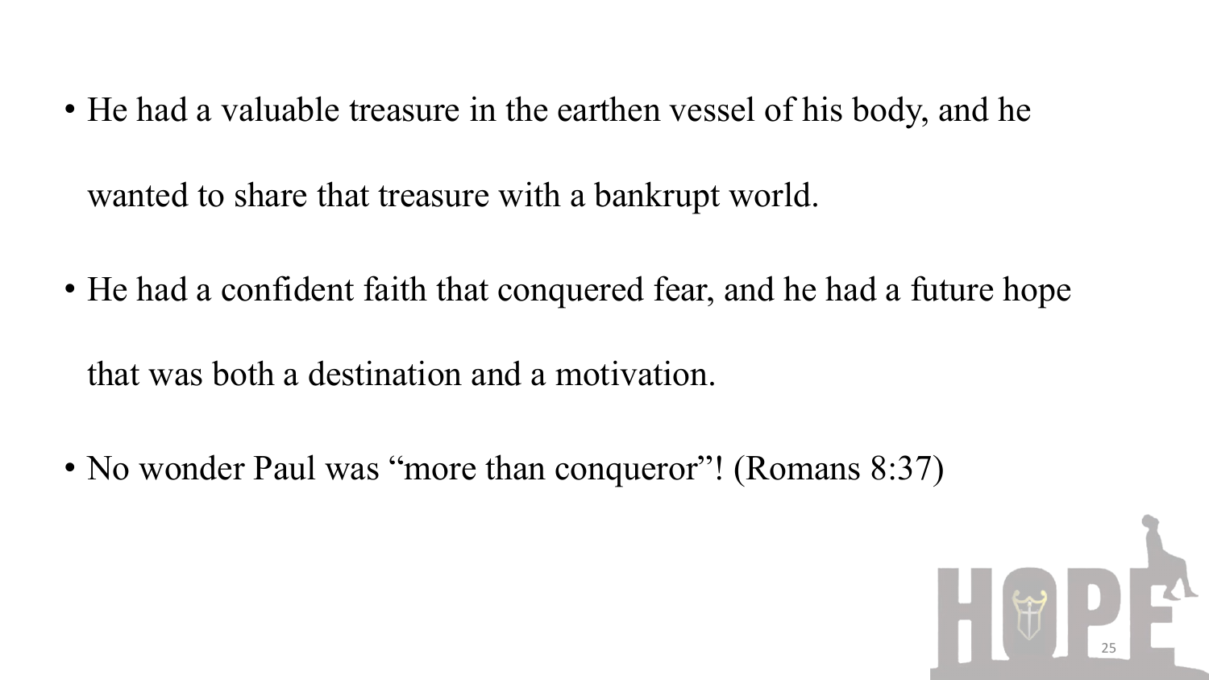- He had a valuable treasure in the earthen vessel of his body, and he wanted to share that treasure with a bankrupt world.
- He had a confident faith that conquered fear, and he had a future hope that was both a destination and a motivation.
- No wonder Paul was "more than conqueror"! (Romans 8:37)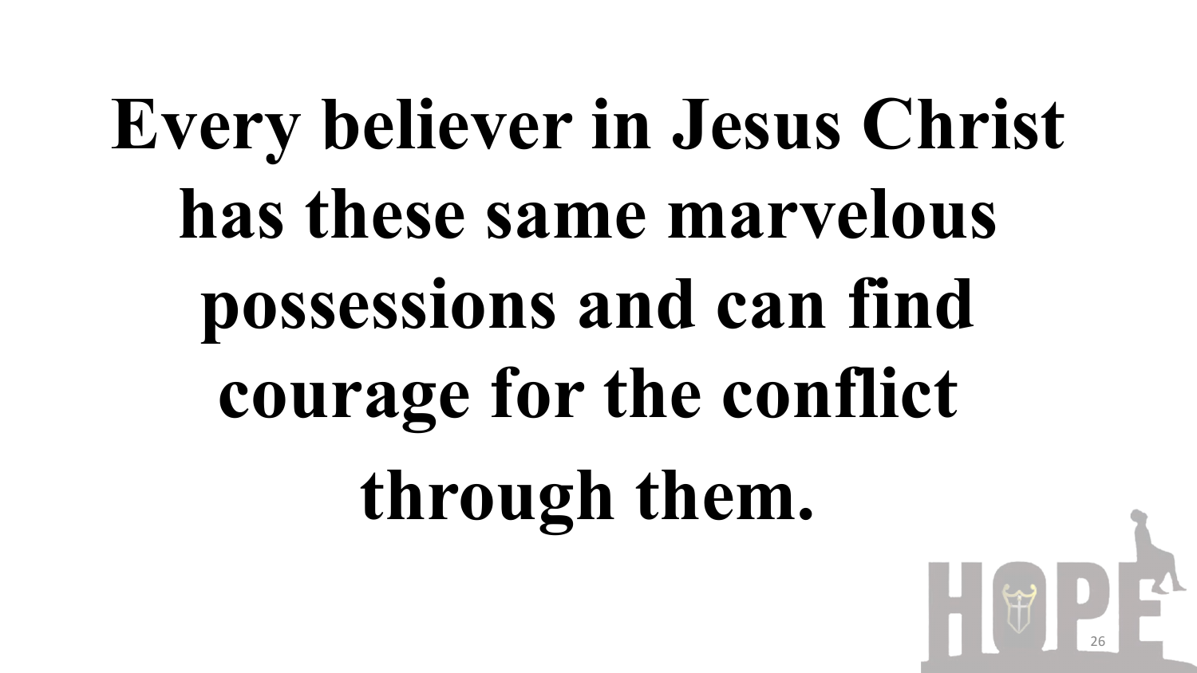**Every believer in Jesus Christ has these same marvelous possessions and can find courage for the conflict through them.**